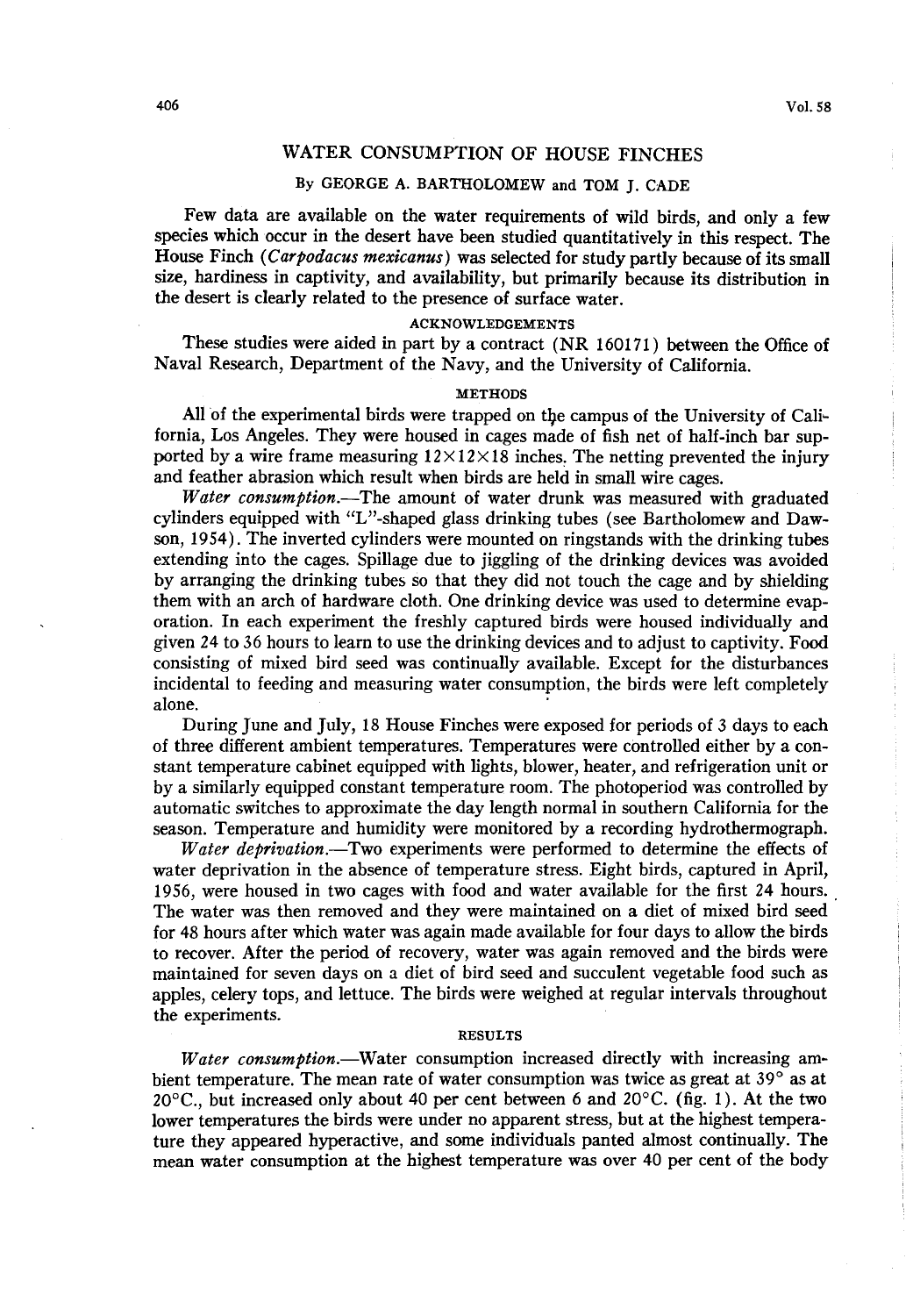# WATER CONSUMPTION OF HOUSE FINCHES

### By GEORGE A. BARTHOLOMEW and TOM J. CADE

Few data are available on the water requirements of wild birds, and only a few species which occur in the desert have been studied quantitatively in this respect. The House Finch (*Carpodacus mexicanus*) was selected for study partly because of its small size, hardiness in captivity, and availability, but primarily because its distribution in the desert is clearly related to the presence of surface water.

## ACKNOWLEDGEMENTS

These studies were aided in part by a contract (NR 160171) between the Office of Naval Research, Department of the Navy, and the University of California.

## METHODS

All of the experimental birds were trapped on the campus of the University of California, Los Angeles. They were housed in cages made of fish net of half-inch bar supported by a wire frame measuring 12×12×18 inches. The netting prevented the injury and feather abrasion which result when birds are held in small wire cages.

*Water consumption.*—The amount of water drunk was measured with graduated cylinders equipped with "L"-shaped glass drinking tubes (see Bartholomew and Dawson, 1954). The inverted cylinders were mounted on ringstands with the drinking tubes extending into the cages. Spillage due to jiggling of the drinking devices was avoided by arranging the drinking tubes so that they did not touch the cage and by shielding them with an arch of hardware cloth. One drinking device was used to determine evaporation. In each experiment the freshly captured birds were housed individually and given 24 to 36 hours to learn to use the drinking devices and to adjust to captivity. Food consisting of mixed bird seed was continually available. Except for the disturbances incidental to feeding and measuring water consumption, the birds were left completely alone.

During June and July, 18 House Finches were exposed for periods of 3 days to each of three different ambient temperatures. Temperatures were controlled either by a constant temperature cabinet equipped with lights, blower, heater, and refrigeration unit or by a similarly equipped constant temperature room. The photoperiod was controlled by automatic switches to approximate the day length normal in southern California for the season. Temperature and humidity were monitored by a recording hydrothermograph.

*Water deprivation.*—Two experiments were performed to determine the effects of water deprivation in the absence of temperature stress. Eight birds, captured in April, 1956, were housed in two cages with food and water available for the first 24 hours. The water was then removed and they were maintained on a diet of mixed bird seed for 48 hours after which water was again made available for four days to allow the birds to recover. After the period of recovery, water was again removed and the birds were maintained for seven days on a diet of bird seed and succulent vegetable food such as apples, celery tops, and lettuce. The birds were weighed at regular intervals throughout the experiments.

## RESULTS

*Water consumption.*—Water consumption increased directly with increasing ambient temperature. The mean rate of water consumption was twice as great at 39° as at 20°C., but increased only about 40 per cent between 6 and 20°C. (fig. 1). At the two lower temperatures the birds were under no apparent stress, but at the highest temperature they appeared hyperactive, and some individuals panted almost continually. The mean water consumption at the highest temperature was over 40 per cent of the body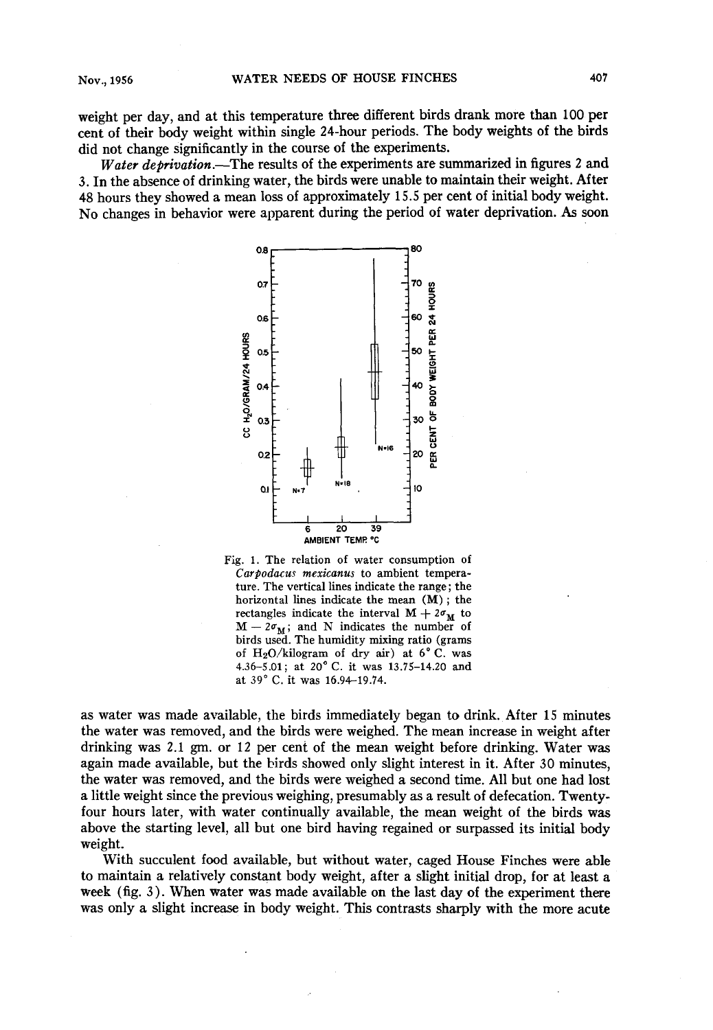weight per day, and at this temperature three different birds drank more than 100 per cent of their body weight within single 24-hour periods. The body weights of the birds did not change significantly in the course of the experiments.

*Water deprivation*.—The results of the experiments are summarized in figures 2 and 3. In the absence of drinking water, the birds were unable to maintain their weight. After 48 hours they showed a mean loss of approximately 15.5 per cent of initial body weight. No changes in behavior were apparent during the period of water deprivation. As soon

Fig. 1. The relation of water consumption of *Carpodacus mexicanus* to ambient temperature. The vertical lines indicate the range; the horizontal lines indicate the mean (M); the rectangles indicate the interval $M + 2\sigma_M$ to $M - 2\sigma_M$; and N indicates the number of birds used. The humidity mixing ratio (grams of $H_2O$/kilogram of dry air) at 6° C. was 4.36–5.01; at 20° C. it was 13.75–14.20 and at 39° C. it was 16.94–19.74.

as water was made available, the birds immediately began to drink. After 15 minutes the water was removed, and the birds were weighed. The mean increase in weight after drinking was 2.1 gm. or 12 per cent of the mean weight before drinking. Water was again made available, but the birds showed only slight interest in it. After 30 minutes, the water was removed, and the birds were weighed a second time. All but one had lost a little weight since the previous weighing, presumably as a result of defecation. Twenty-four hours later, with water continually available, the mean weight of the birds was above the starting level, all but one bird having regained or surpassed its initial body weight.

With succulent food available, but without water, caged House Finches were able to maintain a relatively constant body weight, after a slight initial drop, for at least a week (fig. 3). When water was made available on the last day of the experiment there was only a slight increase in body weight. This contrasts sharply with the more acute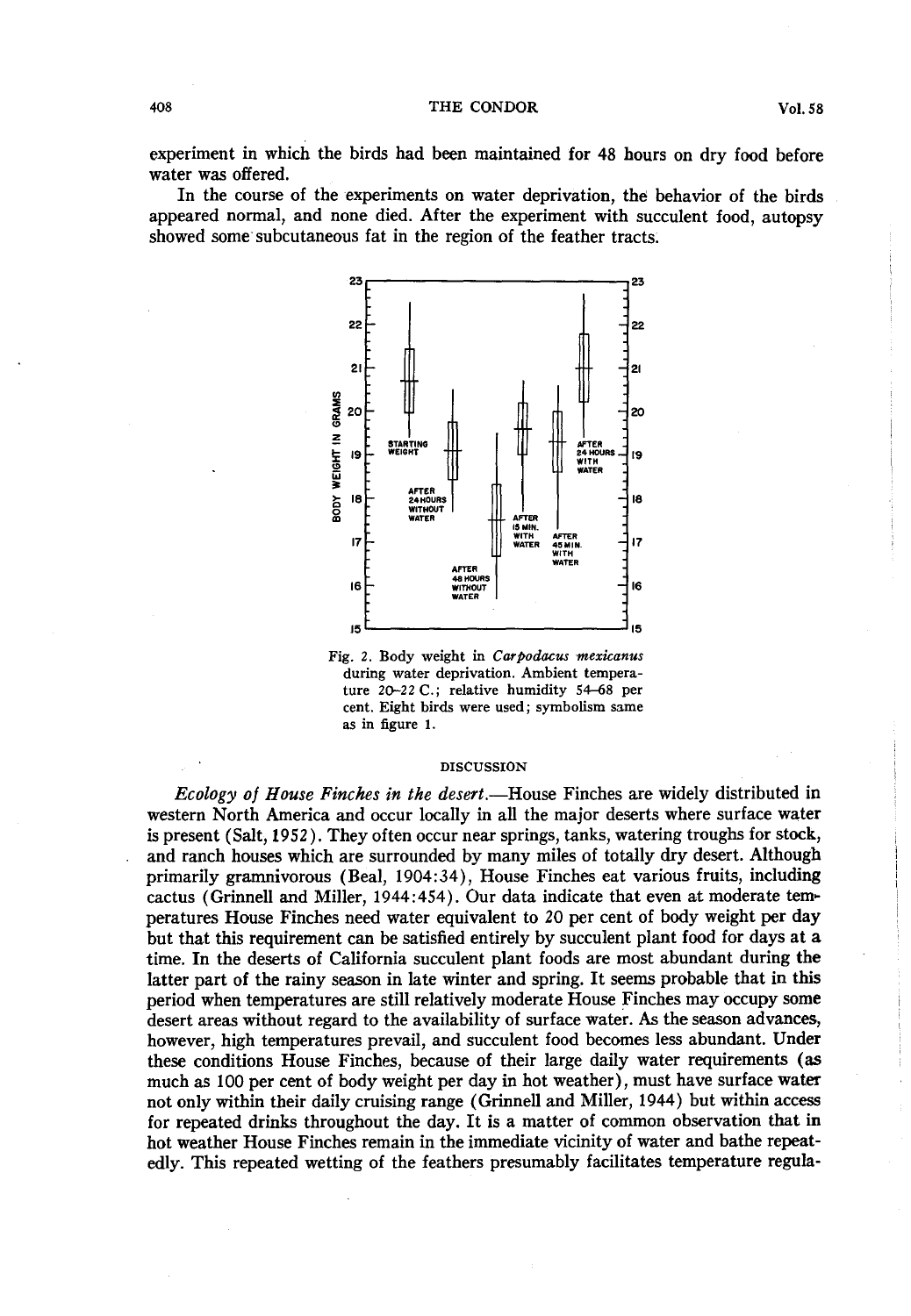experiment in which the birds had been maintained for 48 hours on dry food before water was offered.

In the course of the experiments on water deprivation, the behavior of the birds appeared normal, and none died. After the experiment with succulent food, autopsy showed some subcutaneous fat in the region of the feather tracts.

Fig. 2. Body weight in *Carpodacus mexicanus* during water deprivation. Ambient temperature 20–22 C.; relative humidity 54–68 per cent. Eight birds were used; symbolism same as in figure 1.

## DISCUSSION

*Ecology of House Finches in the desert.*—House Finches are widely distributed in western North America and occur locally in all the major deserts where surface water is present (Salt, 1952). They often occur near springs, tanks, watering troughs for stock, and ranch houses which are surrounded by many miles of totally dry desert. Although primarily gramnivorous (Beal, 1904:34), House Finches eat various fruits, including cactus (Grinnell and Miller, 1944:454). Our data indicate that even at moderate temperatures House Finches need water equivalent to 20 per cent of body weight per day but that this requirement can be satisfied entirely by succulent plant food for days at a time. In the deserts of California succulent plant foods are most abundant during the latter part of the rainy season in late winter and spring. It seems probable that in this period when temperatures are still relatively moderate House Finches may occupy some desert areas without regard to the availability of surface water. As the season advances, however, high temperatures prevail, and succulent food becomes less abundant. Under these conditions House Finches, because of their large daily water requirements (as much as 100 per cent of body weight per day in hot weather), must have surface water not only within their daily cruising range (Grinnell and Miller, 1944) but within access for repeated drinks throughout the day. It is a matter of common observation that in hot weather House Finches remain in the immediate vicinity of water and bathe repeatedly. This repeated wetting of the feathers presumably facilitates temperature regula-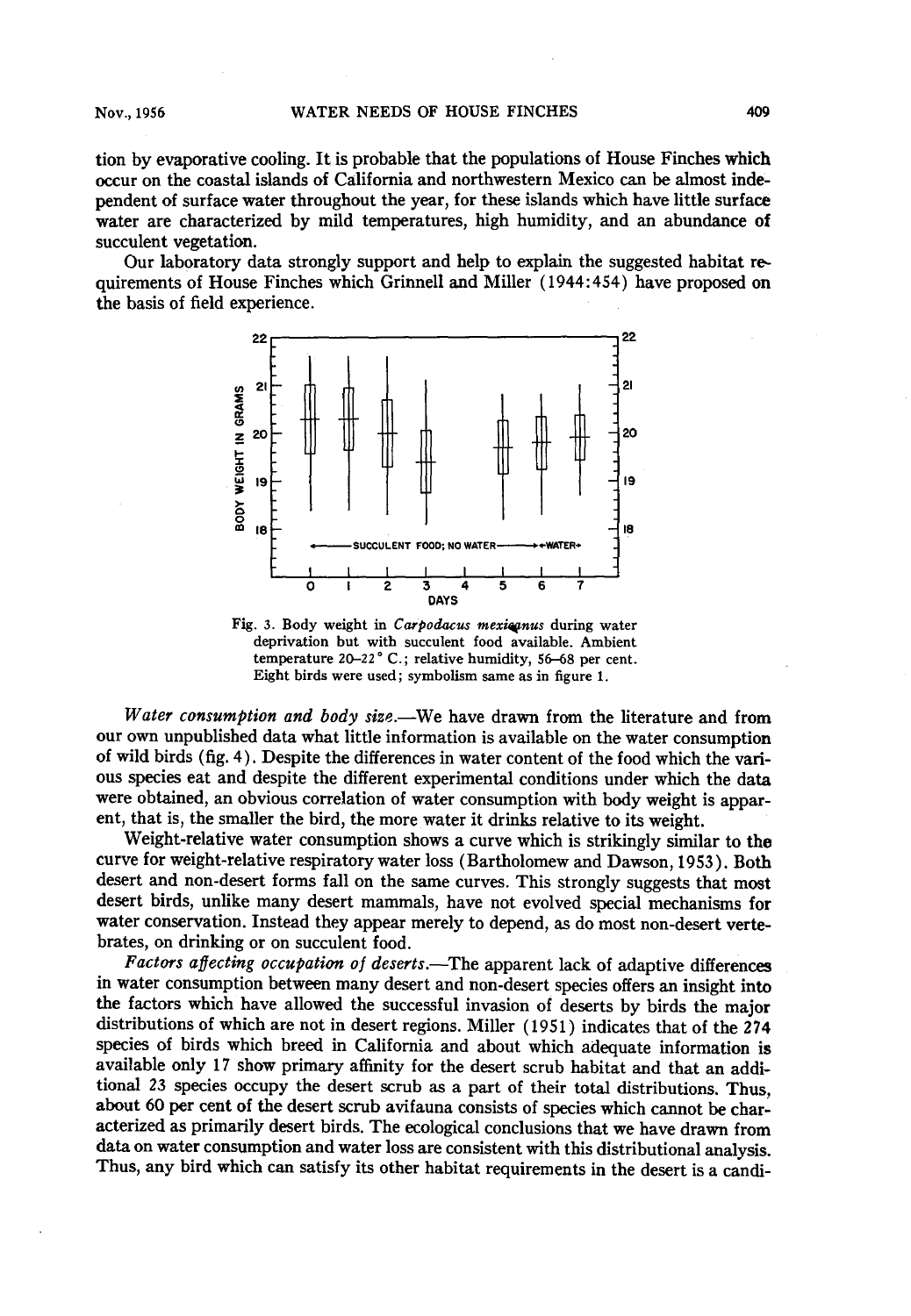tion by evaporative cooling. It is probable that the populations of House Finches which occur on the coastal islands of California and northwestern Mexico can be almost independent of surface water throughout the year, for these islands which have little surface water are characterized by mild temperatures, high humidity, and an abundance of succulent vegetation.

Our laboratory data strongly support and help to explain the suggested habitat requirements of House Finches which Grinnell and Miller (1944:454) have proposed on the basis of field experience.

Fig. 3. Body weight in *Carpodacus mexicanus* during water deprivation but with succulent food available. Ambient temperature 20–22° C.; relative humidity, 56–68 per cent. Eight birds were used; symbolism same as in figure 1.

*Water consumption and body size.*—We have drawn from the literature and from our own unpublished data what little information is available on the water consumption of wild birds (fig. 4). Despite the differences in water content of the food which the various species eat and despite the different experimental conditions under which the data were obtained, an obvious correlation of water consumption with body weight is apparent, that is, the smaller the bird, the more water it drinks relative to its weight.

Weight-relative water consumption shows a curve which is strikingly similar to the curve for weight-relative respiratory water loss (Bartholomew and Dawson, 1953). Both desert and non-desert forms fall on the same curves. This strongly suggests that most desert birds, unlike many desert mammals, have not evolved special mechanisms for water conservation. Instead they appear merely to depend, as do most non-desert vertebrates, on drinking or on succulent food.

*Factors affecting occupation of deserts.*—The apparent lack of adaptive differences in water consumption between many desert and non-desert species offers an insight into the factors which have allowed the successful invasion of deserts by birds the major distributions of which are not in desert regions. Miller (1951) indicates that of the 274 species of birds which breed in California and about which adequate information is available only 17 show primary affinity for the desert scrub habitat and that an additional 23 species occupy the desert scrub as a part of their total distributions. Thus, about 60 per cent of the desert scrub avifauna consists of species which cannot be characterized as primarily desert birds. The ecological conclusions that we have drawn from data on water consumption and water loss are consistent with this distributional analysis. Thus, any bird which can satisfy its other habitat requirements in the desert is a candi-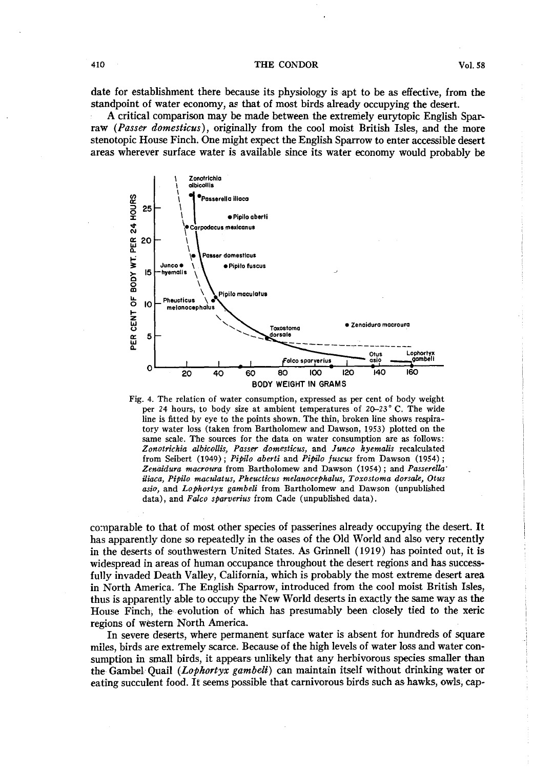date for establishment there because its physiology is apt to be as effective, from the standpoint of water economy, as that of most birds already occupying the desert.

A critical comparison may be made between the extremely eurytopic English Sparraw (*Passer domesticus*), originally from the cool moist British Isles, and the more stenotopic House Finch. One might expect the English Sparrow to enter accessible desert areas wherever surface water is available since its water economy would probably be comparable to that of most other species of passerines already occupying the desert. It has apparently done so repeatedly in the oases of the Old World and also very recently in the deserts of southwestern United States. As Grinnell (1919) has pointed out, it is widespread in areas of human occupance throughout the desert regions and has successfully invaded Death Valley, California, which is probably the most extreme desert area in North America. The English Sparrow, introduced from the cool moist British Isles, thus is apparently able to occupy the New World deserts in exactly the same way as the House Finch, the evolution of which has presumably been closely tied to the xeric regions of western North America.

Fig. 4. The relation of water consumption, expressed as per cent of body weight per 24 hours, to body size at ambient temperatures of 20–23° C. The wide line is fitted by eye to the points shown. The thin, broken line shows respiratory water loss (taken from Bartholomew and Dawson, 1953) plotted on the same scale. The sources for the data on water consumption are as follows: *Zonotrichia albicollis, Passer domesticus,* and *Junco hyemalis* recalculated from Seibert (1949); *Pipilo aberti* and *Pipilo fuscus* from Dawson (1954); *Zenaidura macroura* from Bartholomew and Dawson (1954); and *Passerella iliaca, Pipilo maculatus, Pheucticus melanocephalus, Toxostoma dorsale, Otus asio,* and *Lophortyx gambeli* from Bartholomew and Dawson (unpublished data), and *Falco sparverius* from Cade (unpublished data).

In severe deserts, where permanent surface water is absent for hundreds of square miles, birds are extremely scarce. Because of the high levels of water loss and water consumption in small birds, it appears unlikely that any herbivorous species smaller than the Gambel Quail (*Lophortyx gambeli*) can maintain itself without drinking water or eating succulent food. It seems possible that carnivorous birds such as hawks, owls, cap-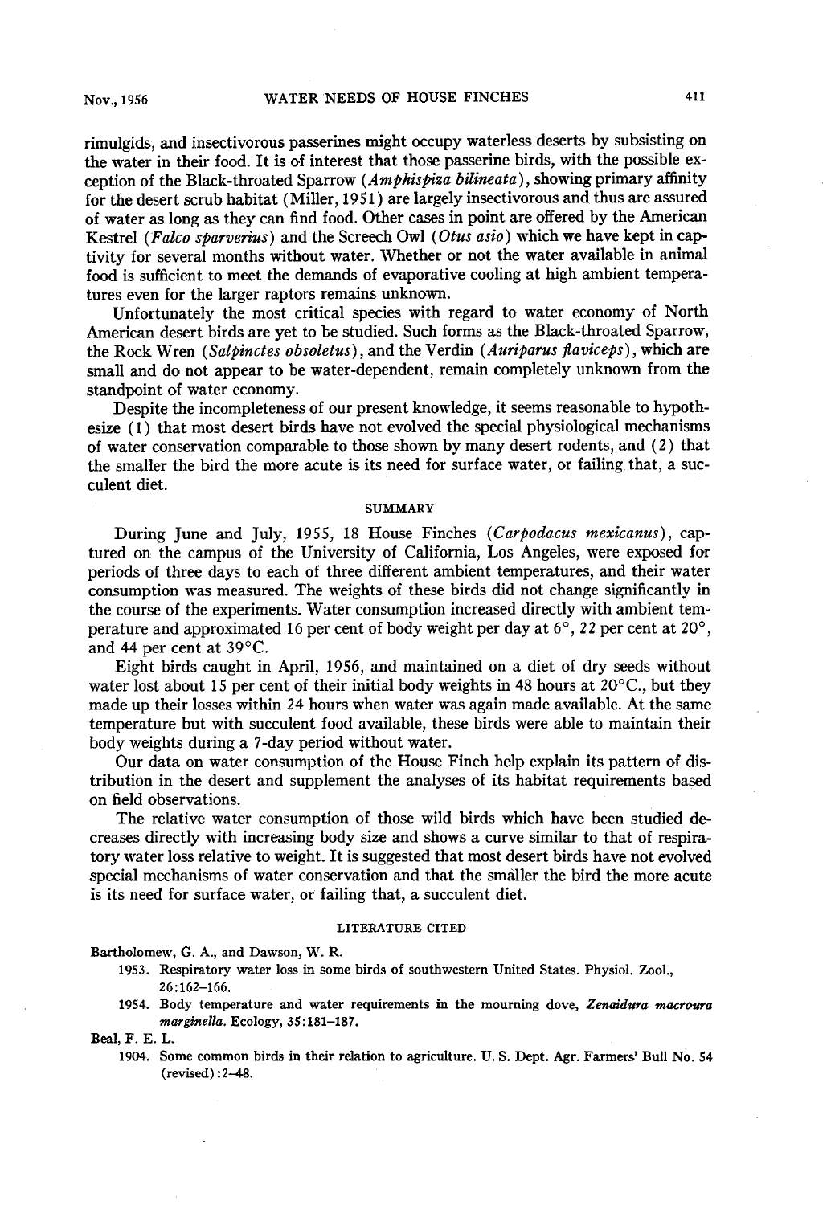rimulgids, and insectivorous passerines might occupy waterless deserts by subsisting on the water in their food. It is of interest that those passerine birds, with the possible exception of the Black-throated Sparrow (*Amphispiza bilineata*), showing primary affinity for the desert scrub habitat (Miller, 1951) are largely insectivorous and thus are assured of water as long as they can find food. Other cases in point are offered by the American Kestrel (*Falco sparverius*) and the Screech Owl (*Otus asio*) which we have kept in captivity for several months without water. Whether or not the water available in animal food is sufficient to meet the demands of evaporative cooling at high ambient temperatures even for the larger raptors remains unknown.

Unfortunately the most critical species with regard to water economy of North American desert birds are yet to be studied. Such forms as the Black-throated Sparrow, the Rock Wren (*Salpinctes obsoletus*), and the Verdin (*Auriparus flaviceps*), which are small and do not appear to be water-dependent, remain completely unknown from the standpoint of water economy.

Despite the incompleteness of our present knowledge, it seems reasonable to hypothesize (1) that most desert birds have not evolved the special physiological mechanisms of water conservation comparable to those shown by many desert rodents, and (2) that the smaller the bird the more acute is its need for surface water, or failing that, a succulent diet.

## SUMMARY

During June and July, 1955, 18 House Finches (*Carpodacus mexicanus*), captured on the campus of the University of California, Los Angeles, were exposed for periods of three days to each of three different ambient temperatures, and their water consumption was measured. The weights of these birds did not change significantly in the course of the experiments. Water consumption increased directly with ambient temperature and approximated 16 per cent of body weight per day at 6°, 22 per cent at 20°, and 44 per cent at 39°C.

Eight birds caught in April, 1956, and maintained on a diet of dry seeds without water lost about 15 per cent of their initial body weights in 48 hours at 20°C., but they made up their losses within 24 hours when water was again made available. At the same temperature but with succulent food available, these birds were able to maintain their body weights during a 7-day period without water.

Our data on water consumption of the House Finch help explain its pattern of distribution in the desert and supplement the analyses of its habitat requirements based on field observations.

The relative water consumption of those wild birds which have been studied decreases directly with increasing body size and shows a curve similar to that of respiratory water loss relative to weight. It is suggested that most desert birds have not evolved special mechanisms of water conservation and that the smaller the bird the more acute is its need for surface water, or failing that, a succulent diet.

## LITERATURE CITED

Bartholomew, G. A., and Dawson, W. R.

1953. Respiratory water loss in some birds of southwestern United States. Physiol. Zool., 26:162–166.

1954. Body temperature and water requirements in the mourning dove, *Zenaidura macroura marginella*. Ecology, 35:181–187.

Beal, F. E. L.

1904. Some common birds in their relation to agriculture. U. S. Dept. Agr. Farmers' Bull No. 54 (revised):2–48.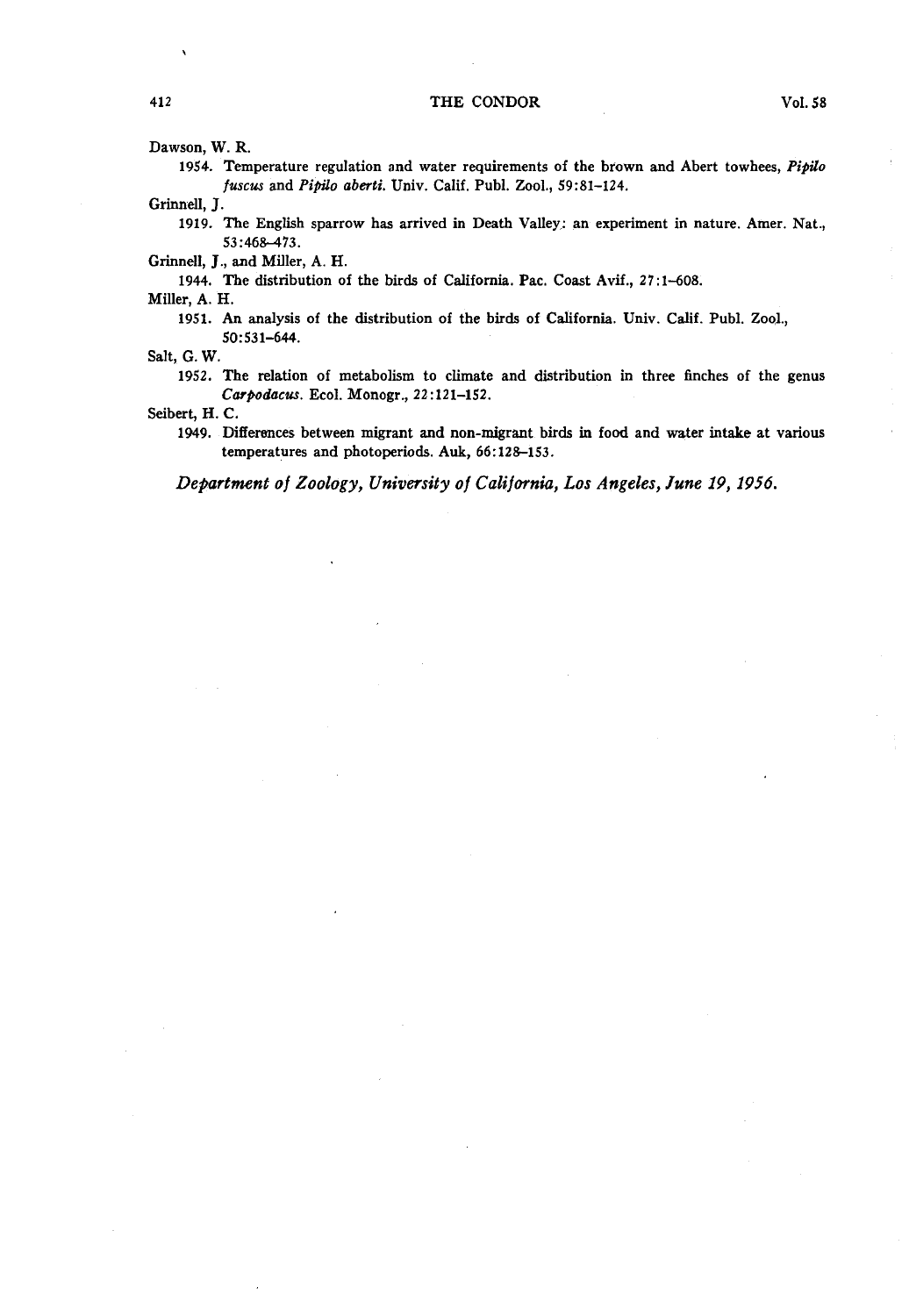Dawson, W. R.

1954. Temperature regulation and water requirements of the brown and Abert towhees, *Pipilo fuscus* and *Pipilo aberti*. Univ. Calif. Publ. Zool., 59:81–124.

Grinnell, J.

1919. The English sparrow has arrived in Death Valley: an experiment in nature. Amer. Nat., 53:468–473.

Grinnell, J., and Miller, A. H.

1944. The distribution of the birds of California. Pac. Coast Avif., 27:1–608.

Miller, A. H.

1951. An analysis of the distribution of the birds of California. Univ. Calif. Publ. Zool., 50:531–644.

Salt, G. W.

1952. The relation of metabolism to climate and distribution in three finches of the genus *Carpodacus*. Ecol. Monogr., 22:121–152.

Seibert, H. C.

1949. Differences between migrant and non-migrant birds in food and water intake at various temperatures and photoperiods. Auk, 66:128–153.

*Department of Zoology, University of California, Los Angeles, June 19, 1956.*